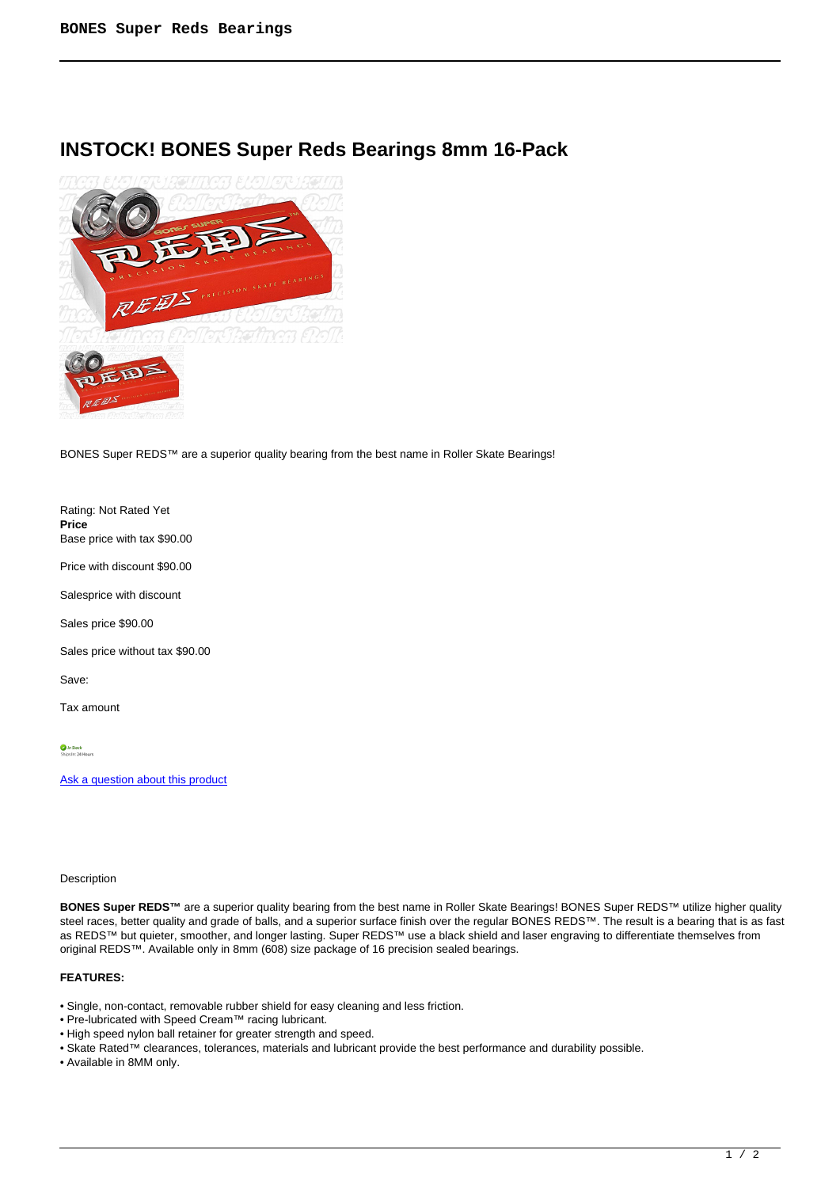# INSTOCK! BONES Super Reds Bearings 8mm 16-Pack

BONES Super REDS™ are a superior quality bearing from the best name in Roller Skate Bearings!

Rating: Not Rated Yet
**Price**
Base price with tax $90.00

Price with discount $90.00

Salesprice with discount

Sales price $90.00

Sales price without tax $90.00

Save:

Tax amount

[Ask a question about this product](#)

Description

**BONES Super REDS™** are a superior quality bearing from the best name in Roller Skate Bearings! BONES Super REDS™ utilize higher quality steel races, better quality and grade of balls, and a superior surface finish over the regular BONES REDS™. The result is a bearing that is as fast as REDS™ but quieter, smoother, and longer lasting. Super REDS™ use a black shield and laser engraving to differentiate themselves from original REDS™. Available only in 8mm (608) size package of 16 precision sealed bearings.

**FEATURES:**

- Single, non-contact, removable rubber shield for easy cleaning and less friction.
- Pre-lubricated with Speed Cream™ racing lubricant.
- High speed nylon ball retainer for greater strength and speed.
- Skate Rated™ clearances, tolerances, materials and lubricant provide the best performance and durability possible.
- Available in 8MM only.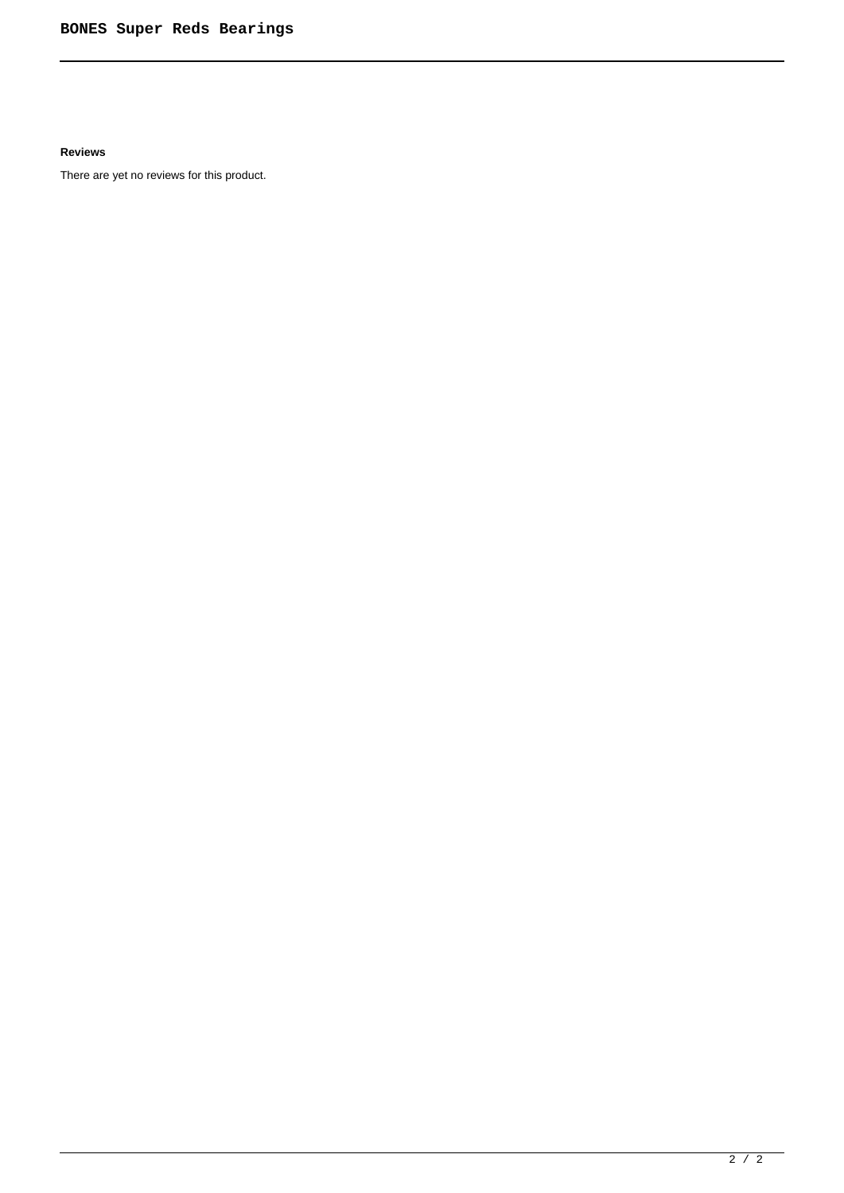**Reviews**

There are yet no reviews for this product.